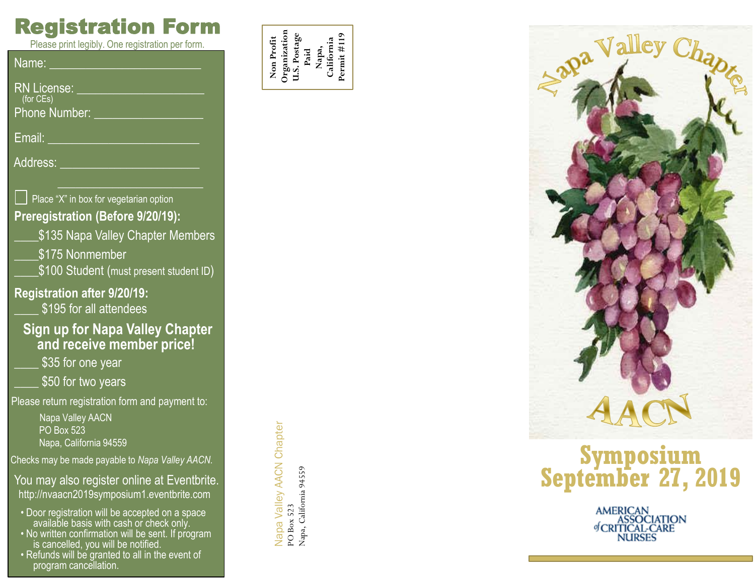# Registration Form

Please print legibly. One registration per form.

Name: ________________________

RN License: ____________________
(for CEs)

Phone Number: _________________

Email: ________________________

Address: ______________________

______________________

☐ Place "X" in box for vegetarian option

**Preregistration (Before 9/20/19):**

____$135 Napa Valley Chapter Members

____$175 Nonmember

____$100 Student (must present student ID)

**Registration after 9/20/19:**

____ $195 for all attendees

**Sign up for Napa Valley Chapter and receive member price!**

____ $35 for one year

____ $50 for two years

Please return registration form and payment to:

Napa Valley AACN
PO Box 523
Napa, California 94559

Checks may be made payable to *Napa Valley AACN*.

You may also register online at Eventbrite.
http://nvaacn2019symposium1.eventbrite.com

- Door registration will be accepted on a space available basis with cash or check only.
- No written confirmation will be sent. If program is cancelled, you will be notified.
- Refunds will be granted to all in the event of program cancellation.

Non Profit Organization
U.S. Postage
Paid
Napa, California
Permit #119

Napa Valley AACN Chapter
PO Box 523
Napa, California 94559

Napa Valley Chapter

AACN

# Symposium September 27, 2019

AMERICAN ASSOCIATION of CRITICAL-CARE NURSES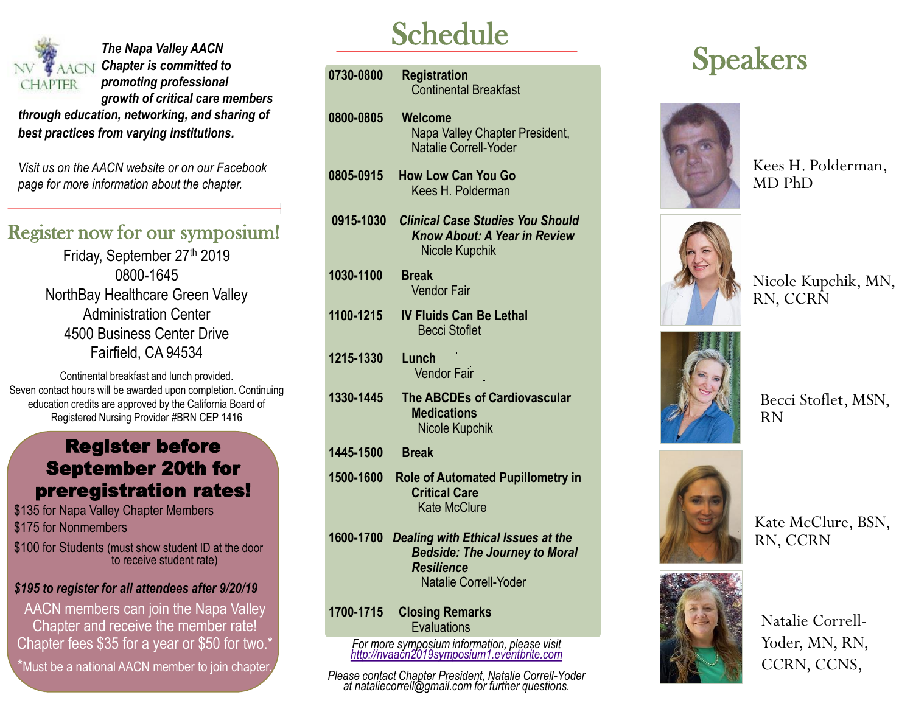The Napa Valley AACN Chapter is committed to promoting professional growth of critical care members through education, networking, and sharing of best practices from varying institutions.

*Visit us on the AACN website or on our Facebook page for more information about the chapter.*

## Register now for our symposium!

Friday, September 27th 2019
0800-1645
NorthBay Healthcare Green Valley Administration Center
4500 Business Center Drive
Fairfield, CA 94534

Continental breakfast and lunch provided. Seven contact hours will be awarded upon completion. Continuing education credits are approved by the California Board of Registered Nursing Provider #BRN CEP 1416

### Register before September 20th for preregistration rates!

$135 for Napa Valley Chapter Members
$175 for Nonmembers
$100 for Students (must show student ID at the door to receive student rate)

***$195 to register for all attendees after 9/20/19***

AACN members can join the Napa Valley Chapter and receive the member rate! Chapter fees $35 for a year or $50 for two.*

*Must be a national AACN member to join chapter.

# Schedule

**0730-0800 Registration**
Continental Breakfast

**0800-0805 Welcome**
Napa Valley Chapter President, Natalie Correll-Yoder

**0805-0915 How Low Can You Go**
Kees H. Polderman

**0915-1030 *Clinical Case Studies You Should Know About: A Year in Review***
Nicole Kupchik

**1030-1100 Break**
Vendor Fair

**1100-1215 IV Fluids Can Be Lethal**
Becci Stoflet

**1215-1330 Lunch**
Vendor Fair

**1330-1445 The ABCDEs of Cardiovascular Medications**
Nicole Kupchik

**1445-1500 Break**

**1500-1600 Role of Automated Pupillometry in Critical Care**
Kate McClure

**1600-1700 *Dealing with Ethical Issues at the Bedside: The Journey to Moral Resilience***
Natalie Correll-Yoder

**1700-1715 Closing Remarks**
Evaluations

*For more symposium information, please visit http://nvaacn2019symposium1.eventbrite.com*

*Please contact Chapter President, Natalie Correll-Yoder at nataliecorrell@gmail.com for further questions.*

# Speakers

Kees H. Polderman, MD PhD

Nicole Kupchik, MN, RN, CCRN

Becci Stoflet, MSN, RN

Kate McClure, BSN, RN, CCRN

Natalie Correll-Yoder, MN, RN, CCRN, CCNS,